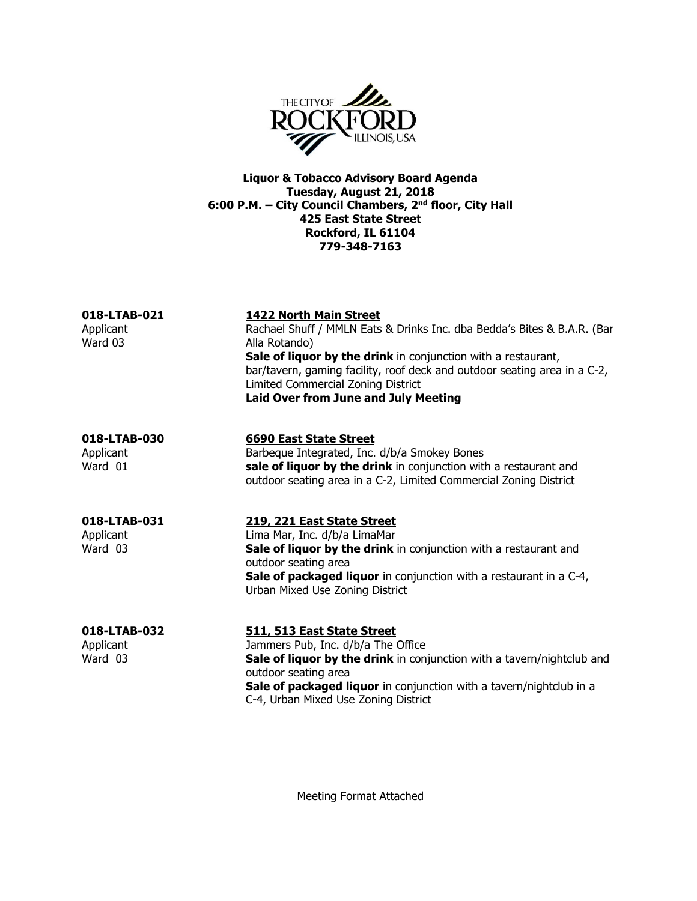# Liquor & Tobacco Advisory Board Agenda

**Tuesday, August 21, 2018**
**6:00 P.M. – City Council Chambers, 2nd floor, City Hall**
**425 East State Street**
**Rockford, IL 61104**
**779-348-7163**

---

**018-LTAB-021**
Applicant
Ward 03

**1422 North Main Street**
Rachael Shuff / MMLN Eats & Drinks Inc. dba Bedda's Bites & B.A.R. (Bar Alla Rotando)
**Sale of liquor by the drink** in conjunction with a restaurant, bar/tavern, gaming facility, roof deck and outdoor seating area in a C-2, Limited Commercial Zoning District
**Laid Over from June and July Meeting**

---

**018-LTAB-030**
Applicant
Ward 01

**6690 East State Street**
Barbeque Integrated, Inc. d/b/a Smokey Bones
**sale of liquor by the drink** in conjunction with a restaurant and outdoor seating area in a C-2, Limited Commercial Zoning District

---

**018-LTAB-031**
Applicant
Ward 03

**219, 221 East State Street**
Lima Mar, Inc. d/b/a LimaMar
**Sale of liquor by the drink** in conjunction with a restaurant and outdoor seating area
**Sale of packaged liquor** in conjunction with a restaurant in a C-4, Urban Mixed Use Zoning District

---

**018-LTAB-032**
Applicant
Ward 03

**511, 513 East State Street**
Jammers Pub, Inc. d/b/a The Office
**Sale of liquor by the drink** in conjunction with a tavern/nightclub and outdoor seating area
**Sale of packaged liquor** in conjunction with a tavern/nightclub in a C-4, Urban Mixed Use Zoning District

---

Meeting Format Attached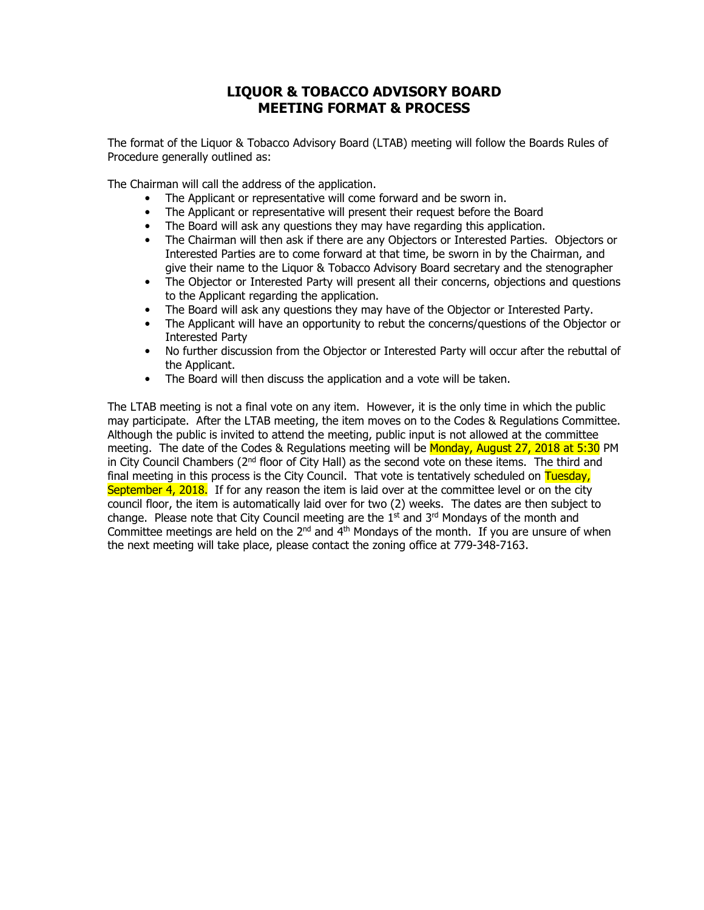# LIQUOR & TOBACCO ADVISORY BOARD
# MEETING FORMAT & PROCESS

The format of the Liquor & Tobacco Advisory Board (LTAB) meeting will follow the Boards Rules of Procedure generally outlined as:

The Chairman will call the address of the application.

- The Applicant or representative will come forward and be sworn in.
- The Applicant or representative will present their request before the Board
- The Board will ask any questions they may have regarding this application.
- The Chairman will then ask if there are any Objectors or Interested Parties. Objectors or Interested Parties are to come forward at that time, be sworn in by the Chairman, and give their name to the Liquor & Tobacco Advisory Board secretary and the stenographer
- The Objector or Interested Party will present all their concerns, objections and questions to the Applicant regarding the application.
- The Board will ask any questions they may have of the Objector or Interested Party.
- The Applicant will have an opportunity to rebut the concerns/questions of the Objector or Interested Party
- No further discussion from the Objector or Interested Party will occur after the rebuttal of the Applicant.
- The Board will then discuss the application and a vote will be taken.

The LTAB meeting is not a final vote on any item. However, it is the only time in which the public may participate. After the LTAB meeting, the item moves on to the Codes & Regulations Committee. Although the public is invited to attend the meeting, public input is not allowed at the committee meeting. The date of the Codes & Regulations meeting will be Monday, August 27, 2018 at 5:30 PM in City Council Chambers (2nd floor of City Hall) as the second vote on these items. The third and final meeting in this process is the City Council. That vote is tentatively scheduled on Tuesday, September 4, 2018. If for any reason the item is laid over at the committee level or on the city council floor, the item is automatically laid over for two (2) weeks. The dates are then subject to change. Please note that City Council meeting are the 1st and 3rd Mondays of the month and Committee meetings are held on the 2nd and 4th Mondays of the month. If you are unsure of when the next meeting will take place, please contact the zoning office at 779-348-7163.